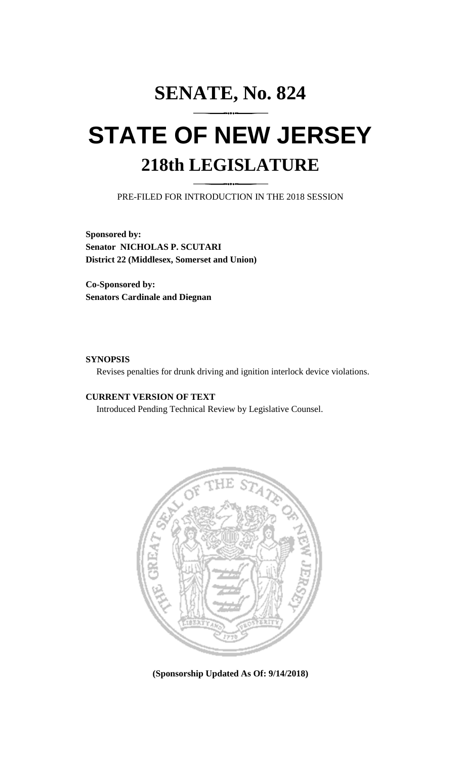# SENATE, No. 824

# STATE OF NEW JERSEY

## 218th LEGISLATURE

PRE-FILED FOR INTRODUCTION IN THE 2018 SESSION

**Sponsored by:**
**Senator NICHOLAS P. SCUTARI**
**District 22 (Middlesex, Somerset and Union)**

**Co-Sponsored by:**
**Senators Cardinale and Diegnan**

**SYNOPSIS**

Revises penalties for drunk driving and ignition interlock device violations.

**CURRENT VERSION OF TEXT**

Introduced Pending Technical Review by Legislative Counsel.

**(Sponsorship Updated As Of: 9/14/2018)**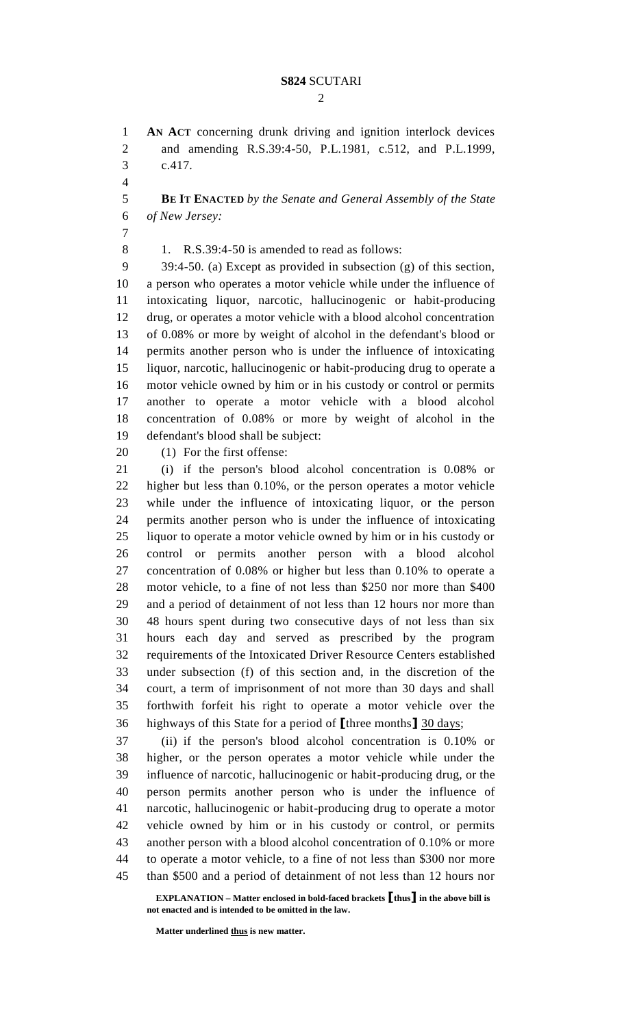**AN ACT** concerning drunk driving and ignition interlock devices and amending R.S.39:4-50, P.L.1981, c.512, and P.L.1999, c.417.

**BE IT ENACTED** *by the Senate and General Assembly of the State of New Jersey:*

1. R.S.39:4-50 is amended to read as follows:

39:4-50. (a) Except as provided in subsection (g) of this section, a person who operates a motor vehicle while under the influence of intoxicating liquor, narcotic, hallucinogenic or habit-producing drug, or operates a motor vehicle with a blood alcohol concentration of 0.08% or more by weight of alcohol in the defendant's blood or permits another person who is under the influence of intoxicating liquor, narcotic, hallucinogenic or habit-producing drug to operate a motor vehicle owned by him or in his custody or control or permits another to operate a motor vehicle with a blood alcohol concentration of 0.08% or more by weight of alcohol in the defendant's blood shall be subject:

(1) For the first offense:

(i) if the person's blood alcohol concentration is 0.08% or higher but less than 0.10%, or the person operates a motor vehicle while under the influence of intoxicating liquor, or the person permits another person who is under the influence of intoxicating liquor to operate a motor vehicle owned by him or in his custody or control or permits another person with a blood alcohol concentration of 0.08% or higher but less than 0.10% to operate a motor vehicle, to a fine of not less than $250 nor more than $400 and a period of detainment of not less than 12 hours nor more than 48 hours spent during two consecutive days of not less than six hours each day and served as prescribed by the program requirements of the Intoxicated Driver Resource Centers established under subsection (f) of this section and, in the discretion of the court, a term of imprisonment of not more than 30 days and shall forthwith forfeit his right to operate a motor vehicle over the highways of this State for a period of **[**three months**]** <u>30 days</u>;

(ii) if the person's blood alcohol concentration is 0.10% or higher, or the person operates a motor vehicle while under the influence of narcotic, hallucinogenic or habit-producing drug, or the person permits another person who is under the influence of narcotic, hallucinogenic or habit-producing drug to operate a motor vehicle owned by him or in his custody or control, or permits another person with a blood alcohol concentration of 0.10% or more to operate a motor vehicle, to a fine of not less than $300 nor more than $500 and a period of detainment of not less than 12 hours nor

**EXPLANATION – Matter enclosed in bold-faced brackets [thus] in the above bill is not enacted and is intended to be omitted in the law.**

**Matter underlined <u>thus</u> is new matter.**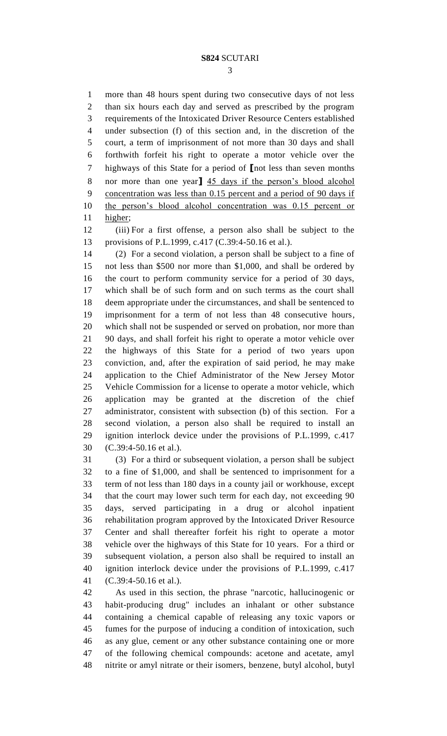more than 48 hours spent during two consecutive days of not less than six hours each day and served as prescribed by the program requirements of the Intoxicated Driver Resource Centers established under subsection (f) of this section and, in the discretion of the court, a term of imprisonment of not more than 30 days and shall forthwith forfeit his right to operate a motor vehicle over the highways of this State for a period of [not less than seven months nor more than one year] <u>45 days if the person's blood alcohol concentration was less than 0.15 percent and a period of 90 days if the person's blood alcohol concentration was 0.15 percent or higher</u>;

(iii) For a first offense, a person also shall be subject to the provisions of P.L.1999, c.417 (C.39:4-50.16 et al.).

(2) For a second violation, a person shall be subject to a fine of not less than $500 nor more than $1,000, and shall be ordered by the court to perform community service for a period of 30 days, which shall be of such form and on such terms as the court shall deem appropriate under the circumstances, and shall be sentenced to imprisonment for a term of not less than 48 consecutive hours, which shall not be suspended or served on probation, nor more than 90 days, and shall forfeit his right to operate a motor vehicle over the highways of this State for a period of two years upon conviction, and, after the expiration of said period, he may make application to the Chief Administrator of the New Jersey Motor Vehicle Commission for a license to operate a motor vehicle, which application may be granted at the discretion of the chief administrator, consistent with subsection (b) of this section. For a second violation, a person also shall be required to install an ignition interlock device under the provisions of P.L.1999, c.417 (C.39:4-50.16 et al.).

(3) For a third or subsequent violation, a person shall be subject to a fine of $1,000, and shall be sentenced to imprisonment for a term of not less than 180 days in a county jail or workhouse, except that the court may lower such term for each day, not exceeding 90 days, served participating in a drug or alcohol inpatient rehabilitation program approved by the Intoxicated Driver Resource Center and shall thereafter forfeit his right to operate a motor vehicle over the highways of this State for 10 years. For a third or subsequent violation, a person also shall be required to install an ignition interlock device under the provisions of P.L.1999, c.417 (C.39:4-50.16 et al.).

As used in this section, the phrase "narcotic, hallucinogenic or habit-producing drug" includes an inhalant or other substance containing a chemical capable of releasing any toxic vapors or fumes for the purpose of inducing a condition of intoxication, such as any glue, cement or any other substance containing one or more of the following chemical compounds: acetone and acetate, amyl nitrite or amyl nitrate or their isomers, benzene, butyl alcohol, butyl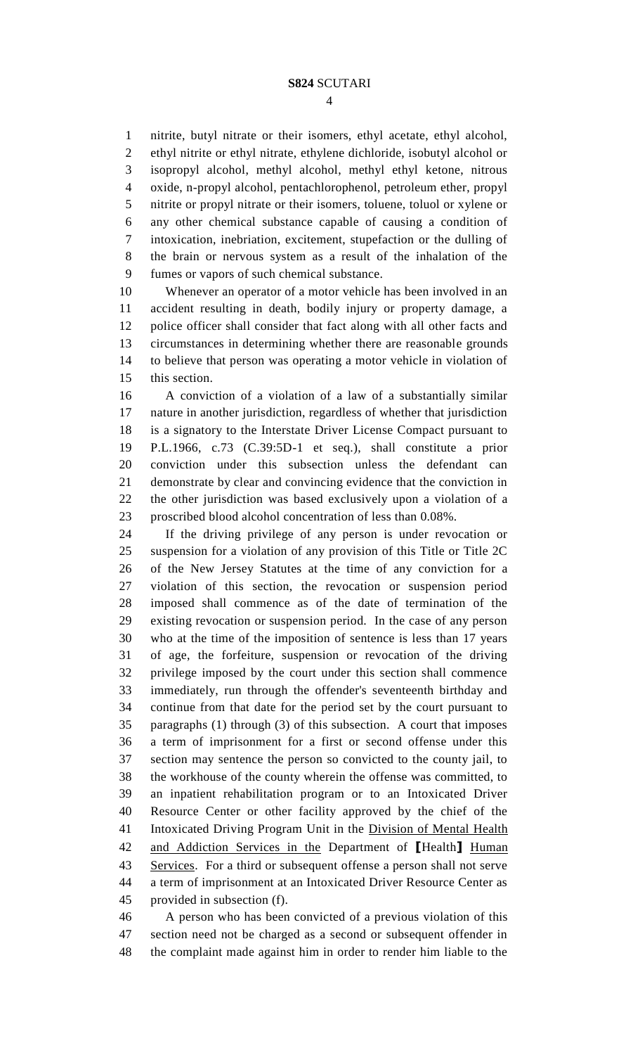nitrite, butyl nitrate or their isomers, ethyl acetate, ethyl alcohol, ethyl nitrite or ethyl nitrate, ethylene dichloride, isobutyl alcohol or isopropyl alcohol, methyl alcohol, methyl ethyl ketone, nitrous oxide, n-propyl alcohol, pentachlorophenol, petroleum ether, propyl nitrite or propyl nitrate or their isomers, toluene, toluol or xylene or any other chemical substance capable of causing a condition of intoxication, inebriation, excitement, stupefaction or the dulling of the brain or nervous system as a result of the inhalation of the fumes or vapors of such chemical substance.

Whenever an operator of a motor vehicle has been involved in an accident resulting in death, bodily injury or property damage, a police officer shall consider that fact along with all other facts and circumstances in determining whether there are reasonable grounds to believe that person was operating a motor vehicle in violation of this section.

A conviction of a violation of a law of a substantially similar nature in another jurisdiction, regardless of whether that jurisdiction is a signatory to the Interstate Driver License Compact pursuant to P.L.1966, c.73 (C.39:5D-1 et seq.), shall constitute a prior conviction under this subsection unless the defendant can demonstrate by clear and convincing evidence that the conviction in the other jurisdiction was based exclusively upon a violation of a proscribed blood alcohol concentration of less than 0.08%.

If the driving privilege of any person is under revocation or suspension for a violation of any provision of this Title or Title 2C of the New Jersey Statutes at the time of any conviction for a violation of this section, the revocation or suspension period imposed shall commence as of the date of termination of the existing revocation or suspension period. In the case of any person who at the time of the imposition of sentence is less than 17 years of age, the forfeiture, suspension or revocation of the driving privilege imposed by the court under this section shall commence immediately, run through the offender's seventeenth birthday and continue from that date for the period set by the court pursuant to paragraphs (1) through (3) of this subsection. A court that imposes a term of imprisonment for a first or second offense under this section may sentence the person so convicted to the county jail, to the workhouse of the county wherein the offense was committed, to an inpatient rehabilitation program or to an Intoxicated Driver Resource Center or other facility approved by the chief of the Intoxicated Driving Program Unit in the <u>Division of Mental Health and Addiction Services in the</u> Department of ⟦Health⟧ <u>Human Services</u>. For a third or subsequent offense a person shall not serve a term of imprisonment at an Intoxicated Driver Resource Center as provided in subsection (f).

A person who has been convicted of a previous violation of this section need not be charged as a second or subsequent offender in the complaint made against him in order to render him liable to the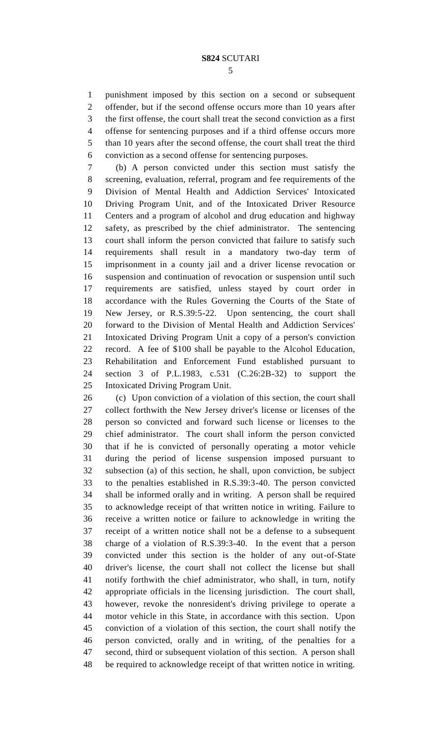punishment imposed by this section on a second or subsequent offender, but if the second offense occurs more than 10 years after the first offense, the court shall treat the second conviction as a first offense for sentencing purposes and if a third offense occurs more than 10 years after the second offense, the court shall treat the third conviction as a second offense for sentencing purposes.

(b) A person convicted under this section must satisfy the screening, evaluation, referral, program and fee requirements of the Division of Mental Health and Addiction Services' Intoxicated Driving Program Unit, and of the Intoxicated Driver Resource Centers and a program of alcohol and drug education and highway safety, as prescribed by the chief administrator. The sentencing court shall inform the person convicted that failure to satisfy such requirements shall result in a mandatory two-day term of imprisonment in a county jail and a driver license revocation or suspension and continuation of revocation or suspension until such requirements are satisfied, unless stayed by court order in accordance with the Rules Governing the Courts of the State of New Jersey, or R.S.39:5-22. Upon sentencing, the court shall forward to the Division of Mental Health and Addiction Services' Intoxicated Driving Program Unit a copy of a person's conviction record. A fee of $100 shall be payable to the Alcohol Education, Rehabilitation and Enforcement Fund established pursuant to section 3 of P.L.1983, c.531 (C.26:2B-32) to support the Intoxicated Driving Program Unit.

(c) Upon conviction of a violation of this section, the court shall collect forthwith the New Jersey driver's license or licenses of the person so convicted and forward such license or licenses to the chief administrator. The court shall inform the person convicted that if he is convicted of personally operating a motor vehicle during the period of license suspension imposed pursuant to subsection (a) of this section, he shall, upon conviction, be subject to the penalties established in R.S.39:3-40. The person convicted shall be informed orally and in writing. A person shall be required to acknowledge receipt of that written notice in writing. Failure to receive a written notice or failure to acknowledge in writing the receipt of a written notice shall not be a defense to a subsequent charge of a violation of R.S.39:3-40. In the event that a person convicted under this section is the holder of any out-of-State driver's license, the court shall not collect the license but shall notify forthwith the chief administrator, who shall, in turn, notify appropriate officials in the licensing jurisdiction. The court shall, however, revoke the nonresident's driving privilege to operate a motor vehicle in this State, in accordance with this section. Upon conviction of a violation of this section, the court shall notify the person convicted, orally and in writing, of the penalties for a second, third or subsequent violation of this section. A person shall be required to acknowledge receipt of that written notice in writing.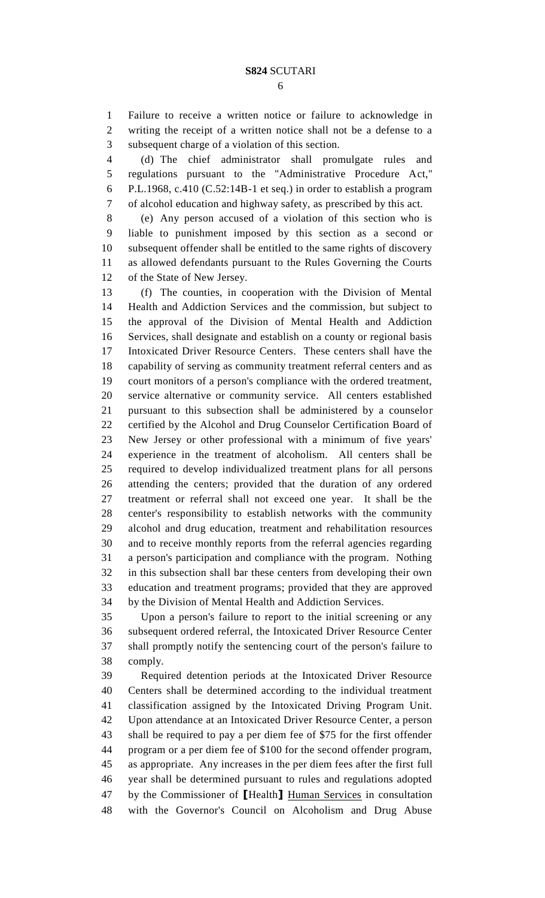Failure to receive a written notice or failure to acknowledge in writing the receipt of a written notice shall not be a defense to a subsequent charge of a violation of this section.

(d) The chief administrator shall promulgate rules and regulations pursuant to the "Administrative Procedure Act," P.L.1968, c.410 (C.52:14B-1 et seq.) in order to establish a program of alcohol education and highway safety, as prescribed by this act.

(e) Any person accused of a violation of this section who is liable to punishment imposed by this section as a second or subsequent offender shall be entitled to the same rights of discovery as allowed defendants pursuant to the Rules Governing the Courts of the State of New Jersey.

(f) The counties, in cooperation with the Division of Mental Health and Addiction Services and the commission, but subject to the approval of the Division of Mental Health and Addiction Services, shall designate and establish on a county or regional basis Intoxicated Driver Resource Centers. These centers shall have the capability of serving as community treatment referral centers and as court monitors of a person's compliance with the ordered treatment, service alternative or community service. All centers established pursuant to this subsection shall be administered by a counselor certified by the Alcohol and Drug Counselor Certification Board of New Jersey or other professional with a minimum of five years' experience in the treatment of alcoholism. All centers shall be required to develop individualized treatment plans for all persons attending the centers; provided that the duration of any ordered treatment or referral shall not exceed one year. It shall be the center's responsibility to establish networks with the community alcohol and drug education, treatment and rehabilitation resources and to receive monthly reports from the referral agencies regarding a person's participation and compliance with the program. Nothing in this subsection shall bar these centers from developing their own education and treatment programs; provided that they are approved by the Division of Mental Health and Addiction Services.

Upon a person's failure to report to the initial screening or any subsequent ordered referral, the Intoxicated Driver Resource Center shall promptly notify the sentencing court of the person's failure to comply.

Required detention periods at the Intoxicated Driver Resource Centers shall be determined according to the individual treatment classification assigned by the Intoxicated Driving Program Unit. Upon attendance at an Intoxicated Driver Resource Center, a person shall be required to pay a per diem fee of $75 for the first offender program or a per diem fee of $100 for the second offender program, as appropriate. Any increases in the per diem fees after the first full year shall be determined pursuant to rules and regulations adopted by the Commissioner of [Health] Human Services in consultation with the Governor's Council on Alcoholism and Drug Abuse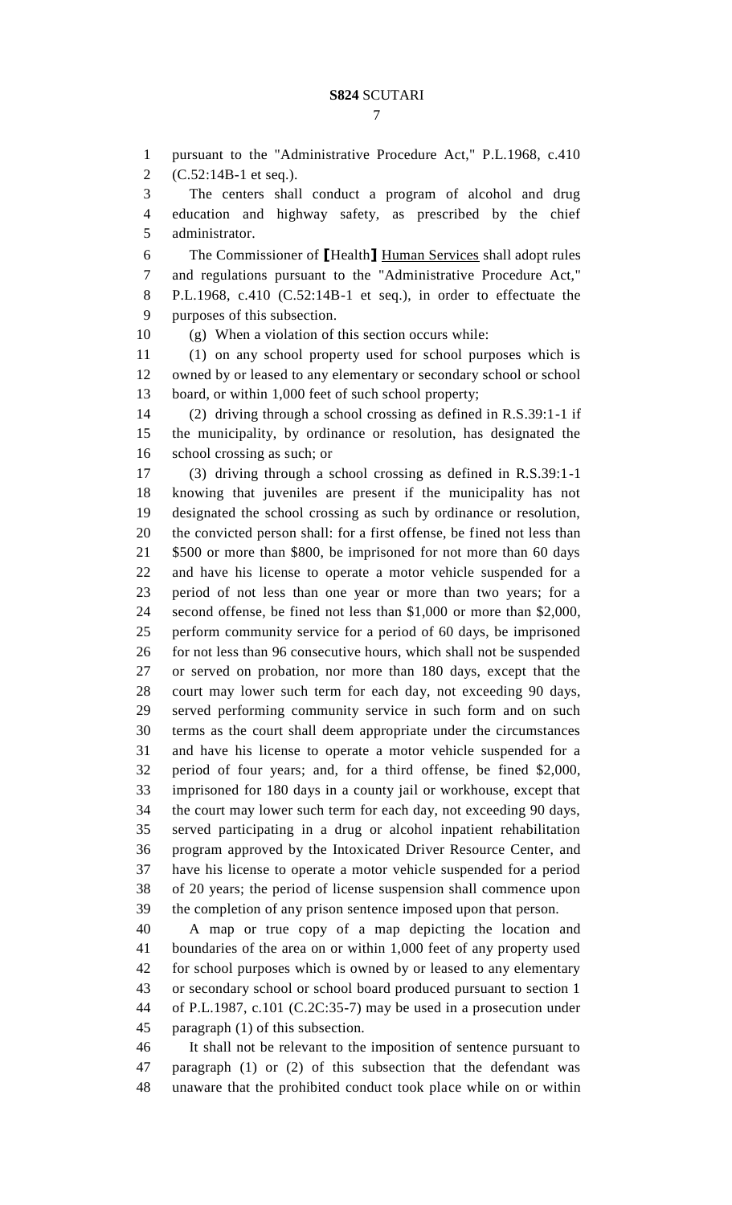pursuant to the "Administrative Procedure Act," P.L.1968, c.410 (C.52:14B-1 et seq.).

The centers shall conduct a program of alcohol and drug education and highway safety, as prescribed by the chief administrator.

The Commissioner of [Health] Human Services shall adopt rules and regulations pursuant to the "Administrative Procedure Act," P.L.1968, c.410 (C.52:14B-1 et seq.), in order to effectuate the purposes of this subsection.

(g) When a violation of this section occurs while:

(1) on any school property used for school purposes which is owned by or leased to any elementary or secondary school or school board, or within 1,000 feet of such school property;

(2) driving through a school crossing as defined in R.S.39:1-1 if the municipality, by ordinance or resolution, has designated the school crossing as such; or

(3) driving through a school crossing as defined in R.S.39:1-1 knowing that juveniles are present if the municipality has not designated the school crossing as such by ordinance or resolution, the convicted person shall: for a first offense, be fined not less than $500 or more than $800, be imprisoned for not more than 60 days and have his license to operate a motor vehicle suspended for a period of not less than one year or more than two years; for a second offense, be fined not less than $1,000 or more than $2,000, perform community service for a period of 60 days, be imprisoned for not less than 96 consecutive hours, which shall not be suspended or served on probation, nor more than 180 days, except that the court may lower such term for each day, not exceeding 90 days, served performing community service in such form and on such terms as the court shall deem appropriate under the circumstances and have his license to operate a motor vehicle suspended for a period of four years; and, for a third offense, be fined $2,000, imprisoned for 180 days in a county jail or workhouse, except that the court may lower such term for each day, not exceeding 90 days, served participating in a drug or alcohol inpatient rehabilitation program approved by the Intoxicated Driver Resource Center, and have his license to operate a motor vehicle suspended for a period of 20 years; the period of license suspension shall commence upon the completion of any prison sentence imposed upon that person.

A map or true copy of a map depicting the location and boundaries of the area on or within 1,000 feet of any property used for school purposes which is owned by or leased to any elementary or secondary school or school board produced pursuant to section 1 of P.L.1987, c.101 (C.2C:35-7) may be used in a prosecution under paragraph (1) of this subsection.

It shall not be relevant to the imposition of sentence pursuant to paragraph (1) or (2) of this subsection that the defendant was unaware that the prohibited conduct took place while on or within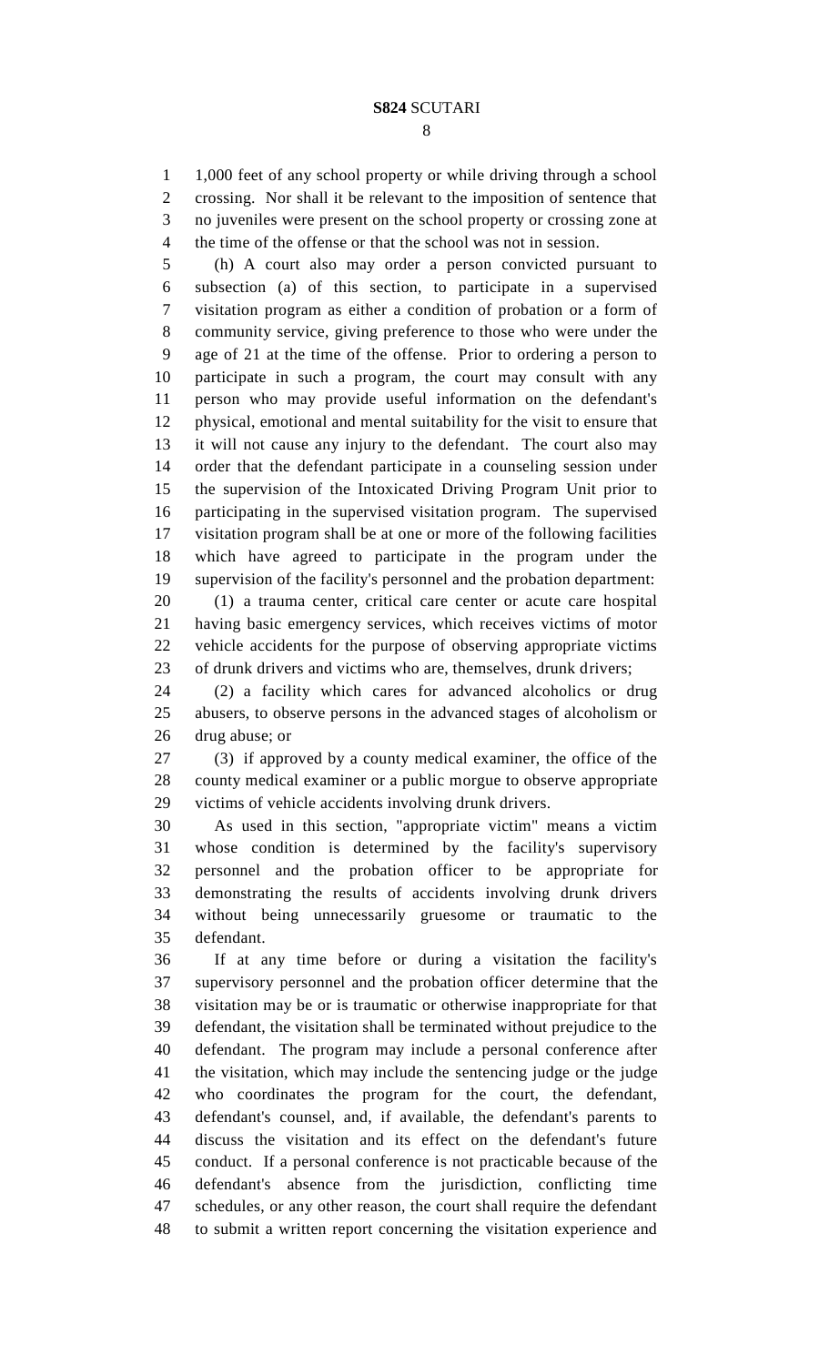1,000 feet of any school property or while driving through a school crossing. Nor shall it be relevant to the imposition of sentence that no juveniles were present on the school property or crossing zone at the time of the offense or that the school was not in session.

(h) A court also may order a person convicted pursuant to subsection (a) of this section, to participate in a supervised visitation program as either a condition of probation or a form of community service, giving preference to those who were under the age of 21 at the time of the offense. Prior to ordering a person to participate in such a program, the court may consult with any person who may provide useful information on the defendant's physical, emotional and mental suitability for the visit to ensure that it will not cause any injury to the defendant. The court also may order that the defendant participate in a counseling session under the supervision of the Intoxicated Driving Program Unit prior to participating in the supervised visitation program. The supervised visitation program shall be at one or more of the following facilities which have agreed to participate in the program under the supervision of the facility's personnel and the probation department:

(1) a trauma center, critical care center or acute care hospital having basic emergency services, which receives victims of motor vehicle accidents for the purpose of observing appropriate victims of drunk drivers and victims who are, themselves, drunk drivers;

(2) a facility which cares for advanced alcoholics or drug abusers, to observe persons in the advanced stages of alcoholism or drug abuse; or

(3) if approved by a county medical examiner, the office of the county medical examiner or a public morgue to observe appropriate victims of vehicle accidents involving drunk drivers.

As used in this section, "appropriate victim" means a victim whose condition is determined by the facility's supervisory personnel and the probation officer to be appropriate for demonstrating the results of accidents involving drunk drivers without being unnecessarily gruesome or traumatic to the defendant.

If at any time before or during a visitation the facility's supervisory personnel and the probation officer determine that the visitation may be or is traumatic or otherwise inappropriate for that defendant, the visitation shall be terminated without prejudice to the defendant. The program may include a personal conference after the visitation, which may include the sentencing judge or the judge who coordinates the program for the court, the defendant, defendant's counsel, and, if available, the defendant's parents to discuss the visitation and its effect on the defendant's future conduct. If a personal conference is not practicable because of the defendant's absence from the jurisdiction, conflicting time schedules, or any other reason, the court shall require the defendant to submit a written report concerning the visitation experience and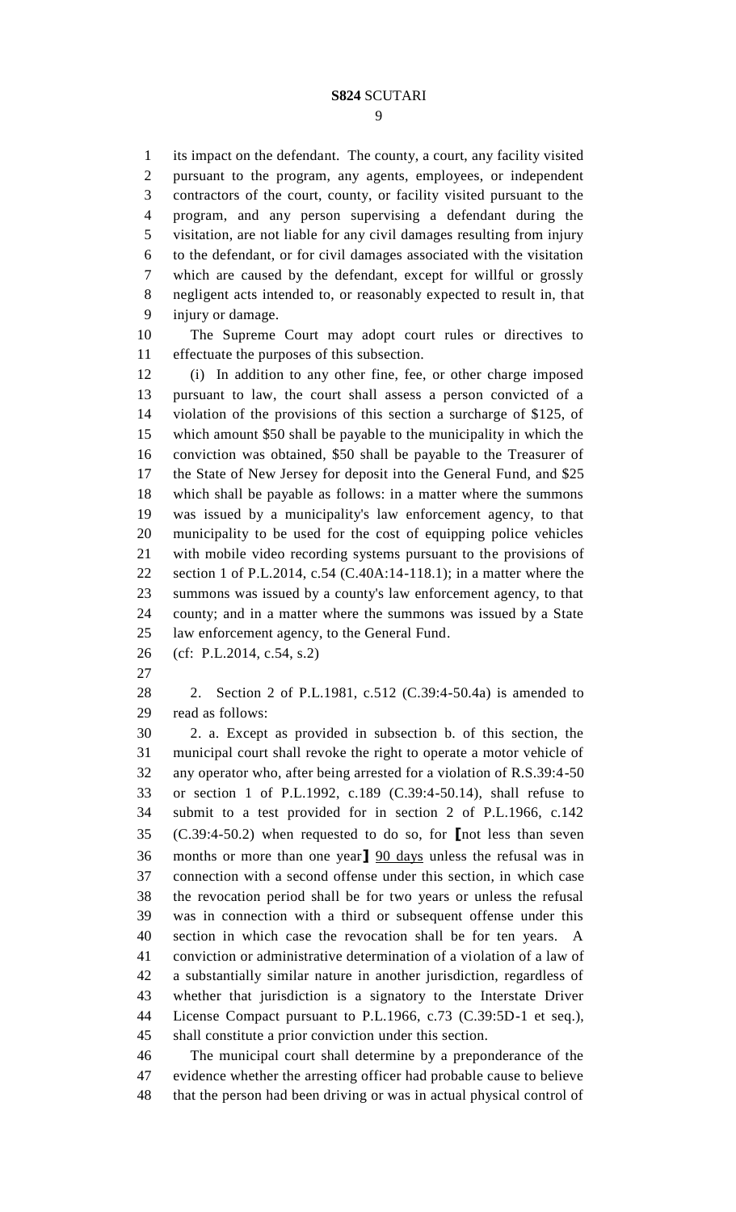its impact on the defendant. The county, a court, any facility visited pursuant to the program, any agents, employees, or independent contractors of the court, county, or facility visited pursuant to the program, and any person supervising a defendant during the visitation, are not liable for any civil damages resulting from injury to the defendant, or for civil damages associated with the visitation which are caused by the defendant, except for willful or grossly negligent acts intended to, or reasonably expected to result in, that injury or damage.

The Supreme Court may adopt court rules or directives to effectuate the purposes of this subsection.

(i) In addition to any other fine, fee, or other charge imposed pursuant to law, the court shall assess a person convicted of a violation of the provisions of this section a surcharge of $125, of which amount $50 shall be payable to the municipality in which the conviction was obtained, $50 shall be payable to the Treasurer of the State of New Jersey for deposit into the General Fund, and $25 which shall be payable as follows: in a matter where the summons was issued by a municipality's law enforcement agency, to that municipality to be used for the cost of equipping police vehicles with mobile video recording systems pursuant to the provisions of section 1 of P.L.2014, c.54 (C.40A:14-118.1); in a matter where the summons was issued by a county's law enforcement agency, to that county; and in a matter where the summons was issued by a State law enforcement agency, to the General Fund.

(cf: P.L.2014, c.54, s.2)

2. Section 2 of P.L.1981, c.512 (C.39:4-50.4a) is amended to read as follows:

2. a. Except as provided in subsection b. of this section, the municipal court shall revoke the right to operate a motor vehicle of any operator who, after being arrested for a violation of R.S.39:4-50 or section 1 of P.L.1992, c.189 (C.39:4-50.14), shall refuse to submit to a test provided for in section 2 of P.L.1966, c.142 (C.39:4-50.2) when requested to do so, for [not less than seven months or more than one year] 90 days unless the refusal was in connection with a second offense under this section, in which case the revocation period shall be for two years or unless the refusal was in connection with a third or subsequent offense under this section in which case the revocation shall be for ten years. A conviction or administrative determination of a violation of a law of a substantially similar nature in another jurisdiction, regardless of whether that jurisdiction is a signatory to the Interstate Driver License Compact pursuant to P.L.1966, c.73 (C.39:5D-1 et seq.), shall constitute a prior conviction under this section.

The municipal court shall determine by a preponderance of the evidence whether the arresting officer had probable cause to believe that the person had been driving or was in actual physical control of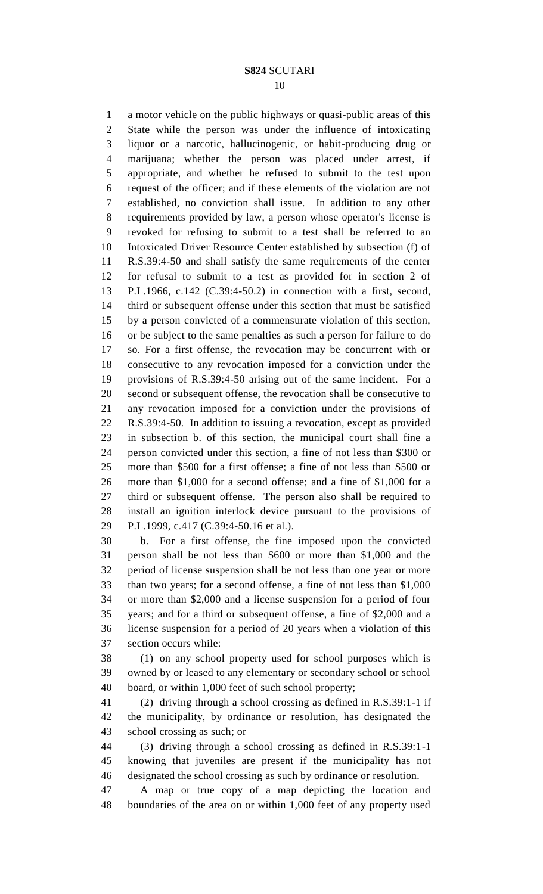a motor vehicle on the public highways or quasi-public areas of this State while the person was under the influence of intoxicating liquor or a narcotic, hallucinogenic, or habit-producing drug or marijuana; whether the person was placed under arrest, if appropriate, and whether he refused to submit to the test upon request of the officer; and if these elements of the violation are not established, no conviction shall issue. In addition to any other requirements provided by law, a person whose operator's license is revoked for refusing to submit to a test shall be referred to an Intoxicated Driver Resource Center established by subsection (f) of R.S.39:4-50 and shall satisfy the same requirements of the center for refusal to submit to a test as provided for in section 2 of P.L.1966, c.142 (C.39:4-50.2) in connection with a first, second, third or subsequent offense under this section that must be satisfied by a person convicted of a commensurate violation of this section, or be subject to the same penalties as such a person for failure to do so. For a first offense, the revocation may be concurrent with or consecutive to any revocation imposed for a conviction under the provisions of R.S.39:4-50 arising out of the same incident. For a second or subsequent offense, the revocation shall be consecutive to any revocation imposed for a conviction under the provisions of R.S.39:4-50. In addition to issuing a revocation, except as provided in subsection b. of this section, the municipal court shall fine a person convicted under this section, a fine of not less than $300 or more than $500 for a first offense; a fine of not less than $500 or more than $1,000 for a second offense; and a fine of $1,000 for a third or subsequent offense. The person also shall be required to install an ignition interlock device pursuant to the provisions of P.L.1999, c.417 (C.39:4-50.16 et al.).

b. For a first offense, the fine imposed upon the convicted person shall be not less than $600 or more than $1,000 and the period of license suspension shall be not less than one year or more than two years; for a second offense, a fine of not less than $1,000 or more than $2,000 and a license suspension for a period of four years; and for a third or subsequent offense, a fine of $2,000 and a license suspension for a period of 20 years when a violation of this section occurs while:

(1) on any school property used for school purposes which is owned by or leased to any elementary or secondary school or school board, or within 1,000 feet of such school property;

(2) driving through a school crossing as defined in R.S.39:1-1 if the municipality, by ordinance or resolution, has designated the school crossing as such; or

(3) driving through a school crossing as defined in R.S.39:1-1 knowing that juveniles are present if the municipality has not designated the school crossing as such by ordinance or resolution.

A map or true copy of a map depicting the location and boundaries of the area on or within 1,000 feet of any property used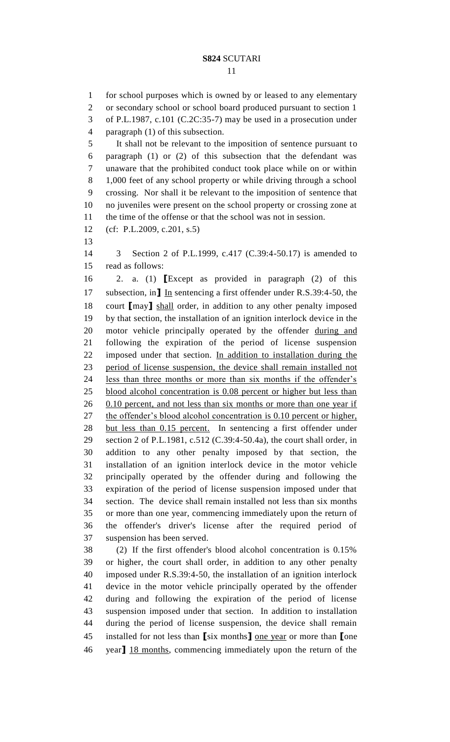for school purposes which is owned by or leased to any elementary or secondary school or school board produced pursuant to section 1 of P.L.1987, c.101 (C.2C:35-7) may be used in a prosecution under paragraph (1) of this subsection.

It shall not be relevant to the imposition of sentence pursuant to paragraph (1) or (2) of this subsection that the defendant was unaware that the prohibited conduct took place while on or within 1,000 feet of any school property or while driving through a school crossing. Nor shall it be relevant to the imposition of sentence that no juveniles were present on the school property or crossing zone at the time of the offense or that the school was not in session.

(cf: P.L.2009, c.201, s.5)

3 Section 2 of P.L.1999, c.417 (C.39:4-50.17) is amended to read as follows:

2. a. (1) [Except as provided in paragraph (2) of this subsection, in] In sentencing a first offender under R.S.39:4-50, the court [may] shall order, in addition to any other penalty imposed by that section, the installation of an ignition interlock device in the motor vehicle principally operated by the offender during and following the expiration of the period of license suspension imposed under that section. In addition to installation during the period of license suspension, the device shall remain installed not less than three months or more than six months if the offender's blood alcohol concentration is 0.08 percent or higher but less than 0.10 percent, and not less than six months or more than one year if the offender's blood alcohol concentration is 0.10 percent or higher, but less than 0.15 percent. In sentencing a first offender under section 2 of P.L.1981, c.512 (C.39:4-50.4a), the court shall order, in addition to any other penalty imposed by that section, the installation of an ignition interlock device in the motor vehicle principally operated by the offender during and following the expiration of the period of license suspension imposed under that section. The device shall remain installed not less than six months or more than one year, commencing immediately upon the return of the offender's driver's license after the required period of suspension has been served.

(2) If the first offender's blood alcohol concentration is 0.15% or higher, the court shall order, in addition to any other penalty imposed under R.S.39:4-50, the installation of an ignition interlock device in the motor vehicle principally operated by the offender during and following the expiration of the period of license suspension imposed under that section. In addition to installation during the period of license suspension, the device shall remain installed for not less than [six months] one year or more than [one year] 18 months, commencing immediately upon the return of the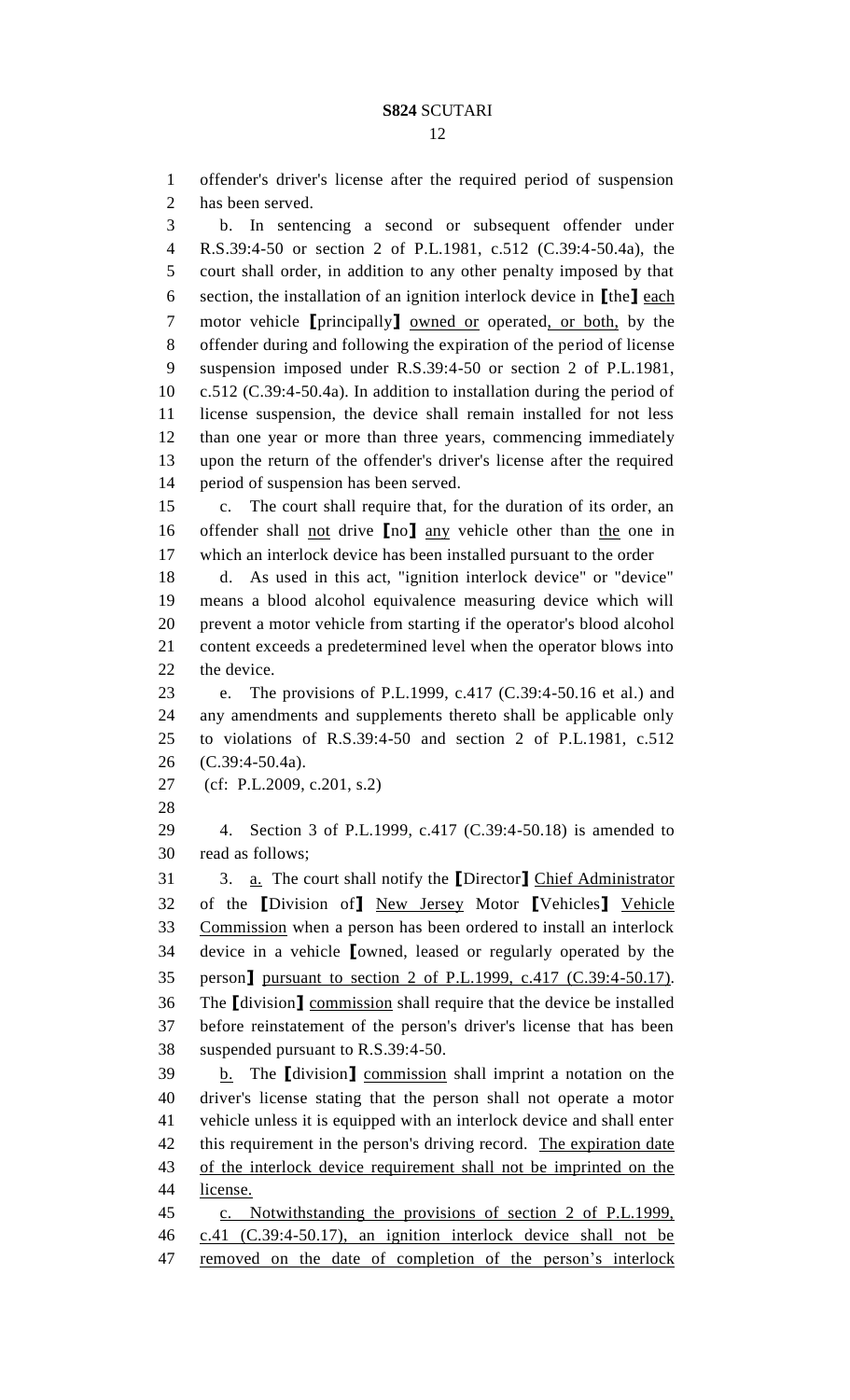offender's driver's license after the required period of suspension has been served.

b. In sentencing a second or subsequent offender under R.S.39:4-50 or section 2 of P.L.1981, c.512 (C.39:4-50.4a), the court shall order, in addition to any other penalty imposed by that section, the installation of an ignition interlock device in [the] each motor vehicle [principally] owned or operated, or both, by the offender during and following the expiration of the period of license suspension imposed under R.S.39:4-50 or section 2 of P.L.1981, c.512 (C.39:4-50.4a). In addition to installation during the period of license suspension, the device shall remain installed for not less than one year or more than three years, commencing immediately upon the return of the offender's driver's license after the required period of suspension has been served.

c. The court shall require that, for the duration of its order, an offender shall not drive [no] any vehicle other than the one in which an interlock device has been installed pursuant to the order

d. As used in this act, "ignition interlock device" or "device" means a blood alcohol equivalence measuring device which will prevent a motor vehicle from starting if the operator's blood alcohol content exceeds a predetermined level when the operator blows into the device.

e. The provisions of P.L.1999, c.417 (C.39:4-50.16 et al.) and any amendments and supplements thereto shall be applicable only to violations of R.S.39:4-50 and section 2 of P.L.1981, c.512 (C.39:4-50.4a).

(cf: P.L.2009, c.201, s.2)

4. Section 3 of P.L.1999, c.417 (C.39:4-50.18) is amended to read as follows;

3. a. The court shall notify the [Director] Chief Administrator of the [Division of] New Jersey Motor [Vehicles] Vehicle Commission when a person has been ordered to install an interlock device in a vehicle [owned, leased or regularly operated by the person] pursuant to section 2 of P.L.1999, c.417 (C.39:4-50.17). The [division] commission shall require that the device be installed before reinstatement of the person's driver's license that has been suspended pursuant to R.S.39:4-50.

b. The [division] commission shall imprint a notation on the driver's license stating that the person shall not operate a motor vehicle unless it is equipped with an interlock device and shall enter this requirement in the person's driving record. The expiration date of the interlock device requirement shall not be imprinted on the license.

c. Notwithstanding the provisions of section 2 of P.L.1999, c.41 (C.39:4-50.17), an ignition interlock device shall not be removed on the date of completion of the person's interlock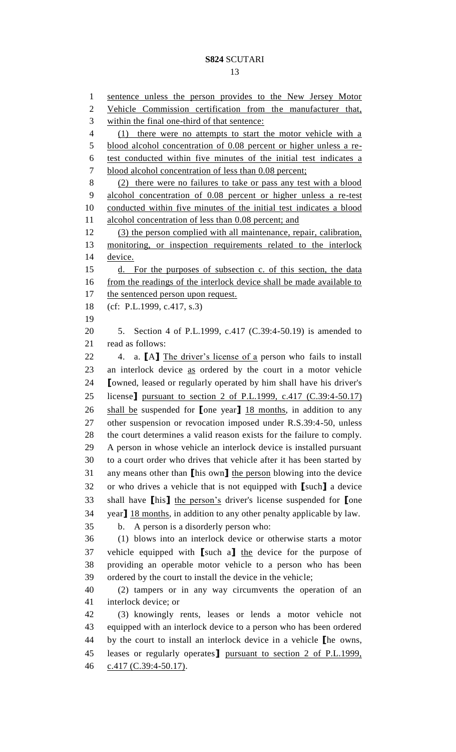sentence unless the person provides to the New Jersey Motor Vehicle Commission certification from the manufacturer that, within the final one-third of that sentence:

(1) there were no attempts to start the motor vehicle with a blood alcohol concentration of 0.08 percent or higher unless a re-test conducted within five minutes of the initial test indicates a blood alcohol concentration of less than 0.08 percent;

(2) there were no failures to take or pass any test with a blood alcohol concentration of 0.08 percent or higher unless a re-test conducted within five minutes of the initial test indicates a blood alcohol concentration of less than 0.08 percent; and

(3) the person complied with all maintenance, repair, calibration, monitoring, or inspection requirements related to the interlock device.

d. For the purposes of subsection c. of this section, the data from the readings of the interlock device shall be made available to the sentenced person upon request.

(cf: P.L.1999, c.417, s.3)

5. Section 4 of P.L.1999, c.417 (C.39:4-50.19) is amended to read as follows:

4. a. [A] The driver's license of a person who fails to install an interlock device as ordered by the court in a motor vehicle [owned, leased or regularly operated by him shall have his driver's license] pursuant to section 2 of P.L.1999, c.417 (C.39:4-50.17) shall be suspended for [one year] 18 months, in addition to any other suspension or revocation imposed under R.S.39:4-50, unless the court determines a valid reason exists for the failure to comply. A person in whose vehicle an interlock device is installed pursuant to a court order who drives that vehicle after it has been started by any means other than [his own] the person blowing into the device or who drives a vehicle that is not equipped with [such] a device shall have [his] the person's driver's license suspended for [one year] 18 months, in addition to any other penalty applicable by law.

b. A person is a disorderly person who:

(1) blows into an interlock device or otherwise starts a motor vehicle equipped with [such a] the device for the purpose of providing an operable motor vehicle to a person who has been ordered by the court to install the device in the vehicle;

(2) tampers or in any way circumvents the operation of an interlock device; or

(3) knowingly rents, leases or lends a motor vehicle not equipped with an interlock device to a person who has been ordered by the court to install an interlock device in a vehicle [he owns, leases or regularly operates] pursuant to section 2 of P.L.1999, c.417 (C.39:4-50.17).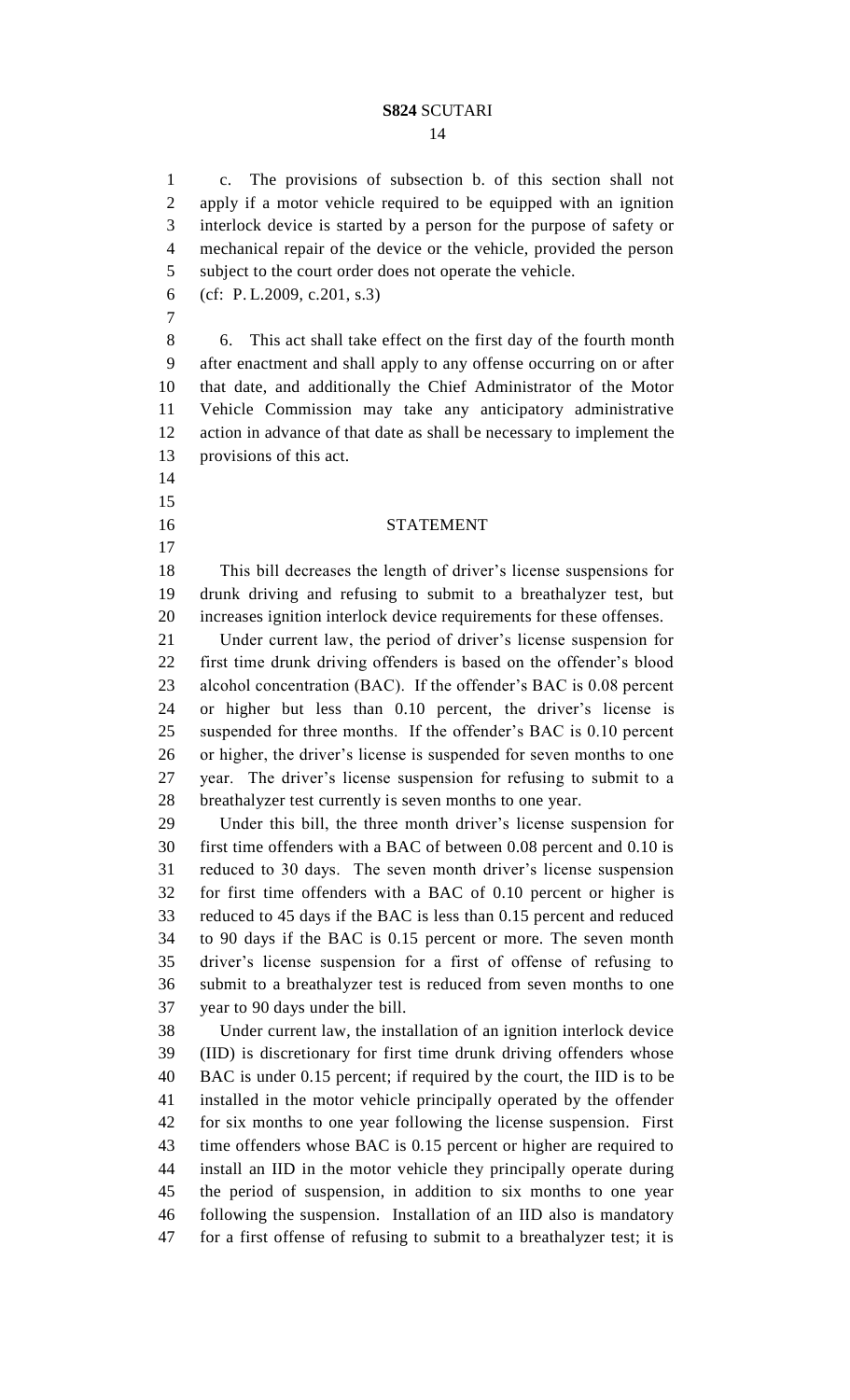c. The provisions of subsection b. of this section shall not apply if a motor vehicle required to be equipped with an ignition interlock device is started by a person for the purpose of safety or mechanical repair of the device or the vehicle, provided the person subject to the court order does not operate the vehicle.

(cf: P.L.2009, c.201, s.3)

6. This act shall take effect on the first day of the fourth month after enactment and shall apply to any offense occurring on or after that date, and additionally the Chief Administrator of the Motor Vehicle Commission may take any anticipatory administrative action in advance of that date as shall be necessary to implement the provisions of this act.

## STATEMENT

This bill decreases the length of driver's license suspensions for drunk driving and refusing to submit to a breathalyzer test, but increases ignition interlock device requirements for these offenses.

Under current law, the period of driver's license suspension for first time drunk driving offenders is based on the offender's blood alcohol concentration (BAC). If the offender's BAC is 0.08 percent or higher but less than 0.10 percent, the driver's license is suspended for three months. If the offender's BAC is 0.10 percent or higher, the driver's license is suspended for seven months to one year. The driver's license suspension for refusing to submit to a breathalyzer test currently is seven months to one year.

Under this bill, the three month driver's license suspension for first time offenders with a BAC of between 0.08 percent and 0.10 is reduced to 30 days. The seven month driver's license suspension for first time offenders with a BAC of 0.10 percent or higher is reduced to 45 days if the BAC is less than 0.15 percent and reduced to 90 days if the BAC is 0.15 percent or more. The seven month driver's license suspension for a first of offense of refusing to submit to a breathalyzer test is reduced from seven months to one year to 90 days under the bill.

Under current law, the installation of an ignition interlock device (IID) is discretionary for first time drunk driving offenders whose BAC is under 0.15 percent; if required by the court, the IID is to be installed in the motor vehicle principally operated by the offender for six months to one year following the license suspension. First time offenders whose BAC is 0.15 percent or higher are required to install an IID in the motor vehicle they principally operate during the period of suspension, in addition to six months to one year following the suspension. Installation of an IID also is mandatory for a first offense of refusing to submit to a breathalyzer test; it is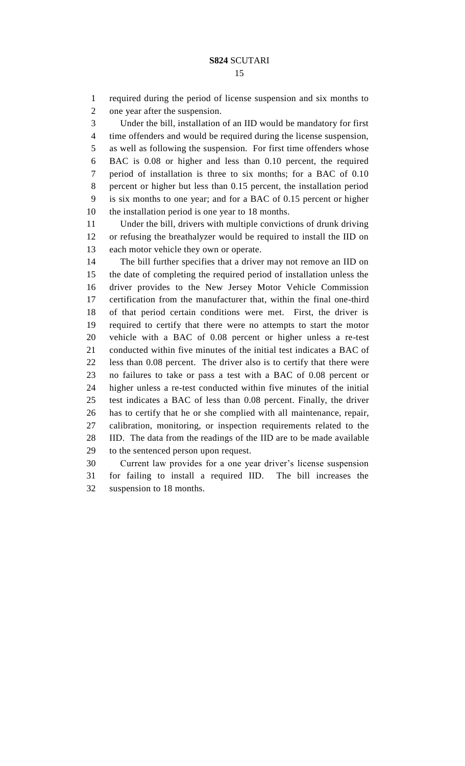required during the period of license suspension and six months to one year after the suspension.

Under the bill, installation of an IID would be mandatory for first time offenders and would be required during the license suspension, as well as following the suspension. For first time offenders whose BAC is 0.08 or higher and less than 0.10 percent, the required period of installation is three to six months; for a BAC of 0.10 percent or higher but less than 0.15 percent, the installation period is six months to one year; and for a BAC of 0.15 percent or higher the installation period is one year to 18 months.

Under the bill, drivers with multiple convictions of drunk driving or refusing the breathalyzer would be required to install the IID on each motor vehicle they own or operate.

The bill further specifies that a driver may not remove an IID on the date of completing the required period of installation unless the driver provides to the New Jersey Motor Vehicle Commission certification from the manufacturer that, within the final one-third of that period certain conditions were met. First, the driver is required to certify that there were no attempts to start the motor vehicle with a BAC of 0.08 percent or higher unless a re-test conducted within five minutes of the initial test indicates a BAC of less than 0.08 percent. The driver also is to certify that there were no failures to take or pass a test with a BAC of 0.08 percent or higher unless a re-test conducted within five minutes of the initial test indicates a BAC of less than 0.08 percent. Finally, the driver has to certify that he or she complied with all maintenance, repair, calibration, monitoring, or inspection requirements related to the IID. The data from the readings of the IID are to be made available to the sentenced person upon request.

Current law provides for a one year driver's license suspension for failing to install a required IID. The bill increases the suspension to 18 months.